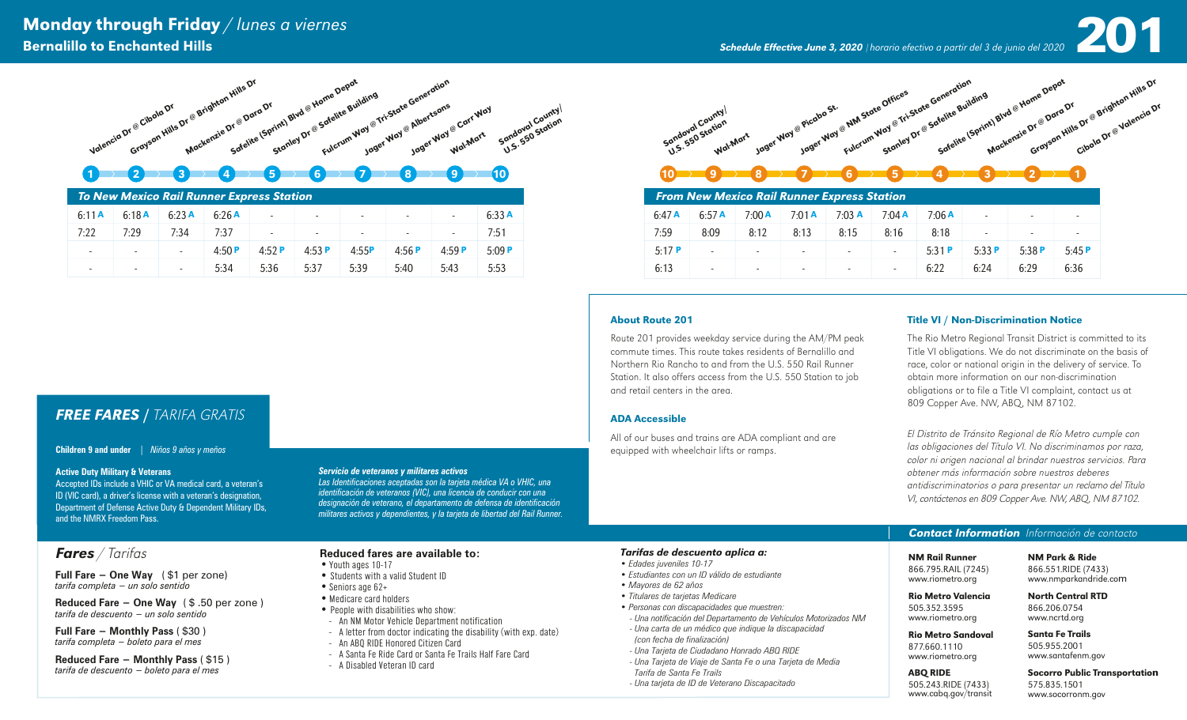# Monday through Friday / *lunes a viernes*

## Bernalillo to Enchanted Hills

***Schedule Effective June 3, 2020*** | *horario efectivo a partir del 3 de junio del 2020*

# 201

### To New Mexico Rail Runner Express Station

| 1 Valencia Dr @ Cibola Dr | 2 Grayson Hills Dr @ Brighton Hills Dr | 3 Mackenzie Dr @ Dara Dr | 4 Safelite (Sprint) Blvd @ Home Depot | 5 Stanley Dr @ Safelite Building | 6 Fulcrum Way @ Tri-State Generation | 7 Jager Way @ Albertsons | 8 Jager Way @ Carr Way | 9 Wal-Mart | 10 Sandoval County/ U.S. 550 Station |
|---|---|---|---|---|---|---|---|---|---|
| 6:11 A | 6:18 A | 6:23 A | 6:26 A | - | - | - | - | - | 6:33 A |
| 7:22 | 7:29 | 7:34 | 7:37 | - | - | - | - | - | 7:51 |
| - | - | - | 4:50 P | 4:52 P | 4:53 P | 4:55P | 4:56 P | 4:59 P | 5:09 P |
| - | - | - | 5:34 | 5:36 | 5:37 | 5:39 | 5:40 | 5:43 | 5:53 |

### From New Mexico Rail Runner Express Station

| 10 Sandoval County/ U.S. 550 Station | 9 Wal-Mart | 8 Jager Way @ Picabo St. | 7 Jager Way @ NM State Offices | 6 Fulcrum Way @ Tri-State Generation | 5 Stanley Dr @ Safelite Building | 4 Safelite (Sprint) Blvd @ Home Depot | 3 Mackenzie Dr @ Dara Dr | 2 Grayson Hills Dr @ Brighton Hills Dr | 1 Cibola Dr @ Valencia Dr |
|---|---|---|---|---|---|---|---|---|---|
| 6:47 A | 6:57 A | 7:00 A | 7:01 A | 7:03 A | 7:04 A | 7:06 A | - | - | - |
| 7:59 | 8:09 | 8:12 | 8:13 | 8:15 | 8:16 | 8:18 | - | - | - |
| 5:17 P | - | - | - | - | - | 5:31 P | 5:33 P | 5:38 P | 5:45 P |
| 6:13 | - | - | - | - | - | 6:22 | 6:24 | 6:29 | 6:36 |

### About Route 201

Route 201 provides weekday service during the AM/PM peak commute times. This route takes residents of Bernalillo and Northern Rio Rancho to and from the U.S. 550 Rail Runner Station. It also offers access from the U.S. 550 Station to job and retail centers in the area.

### ADA Accessible

All of our buses and trains are ADA compliant and are equipped with wheelchair lifts or ramps.

### Title VI / Non-Discrimination Notice

The Rio Metro Regional Transit District is committed to its Title VI obligations. We do not discriminate on the basis of race, color or national origin in the delivery of service. To obtain more information on our non-discrimination obligations or to file a Title VI complaint, contact us at 809 Copper Ave. NW, ABQ, NM 87102.

*El Distrito de Tránsito Regional de Río Metro cumple con las obligaciones del Título VI. No discriminamos por raza, color ni origen nacional al brindar nuestros servicios. Para obtener más información sobre nuestros deberes antidiscriminatorios o para presentar un reclamo del Título VI, contáctenos en 809 Copper Ave. NW, ABQ, NM 87102.*

## FREE FARES / *TARIFA GRATIS*

**Children 9 and under** | *Niños 9 años y meños*

**Active Duty Military & Veterans**
Accepted IDs include a VHIC or VA medical card, a veteran's ID (VIC card), a driver's license with a veteran's designation, Department of Defense Active Duty & Dependent Military IDs, and the NMRX Freedom Pass.

***Servicio de veteranos y militares activos***
*Las Identificaciones aceptadas son la tarjeta médica VA o VHIC, una identificación de veteranos (VIC), una licencia de conducir con una designación de veterano, el departamento de defensa de identificación militares activos y dependientes, y la tarjeta de libertad del Rail Runner.*

## Fares / *Tarifas*

**Full Fare – One Way** ( $1 per zone)
*tarifa completa – un solo sentido*

**Reduced Fare – One Way** ( $ .50 per zone )
*tarifa de descuento – un solo sentido*

**Full Fare – Monthly Pass** ( $30 )
*tarifa completa – boleto para el mes*

**Reduced Fare – Monthly Pass** ( $15 )
*tarifa de descuento – boleto para el mes*

### Reduced fares are available to:

- Youth ages 10-17
- Students with a valid Student ID
- Seniors age 62+
- Medicare card holders
- People with disabilities who show:
  - An NM Motor Vehicle Department notification
  - A letter from doctor indicating the disability (with exp. date)
  - An ABQ RIDE Honored Citizen Card
  - A Santa Fe Ride Card or Santa Fe Trails Half Fare Card
  - A Disabled Veteran ID card

### *Tarifas de descuento aplica a:*

- *Edades juveniles 10-17*
- *Estudiantes con un ID válido de estudiante*
- *Mayores de 62 años*
- *Titulares de tarjetas Medicare*
- *Personas con discapacidades que muestren:*
  - *Una notificación del Departamento de Vehículos Motorizados NM*
  - *Una carta de un médico que indique la discapacidad (con fecha de finalización)*
  - *Una Tarjeta de Ciudadano Honrado ABQ RIDE*
  - *Una Tarjeta de Viaje de Santa Fe o una Tarjeta de Media Tarifa de Santa Fe Trails*
  - *Una tarjeta de ID de Veterano Discapacitado*

## Contact Information *Información de contacto*

**NM Rail Runner**
866.795.RAIL (7245)
www.riometro.org

**Rio Metro Valencia**
505.352.3595
www.riometro.org

**Rio Metro Sandoval**
877.660.1110
www.riometro.org

**ABQ RIDE**
505.243.RIDE (7433)
www.cabq.gov/transit

**NM Park & Ride**
866.551.RIDE (7433)
www.nmparkandride.com

**North Central RTD**
866.206.0754
www.ncrtd.org

**Santa Fe Trails**
505.955.2001
www.santafenm.gov

**Socorro Public Transportation**
575.835.1501
www.socorronm.gov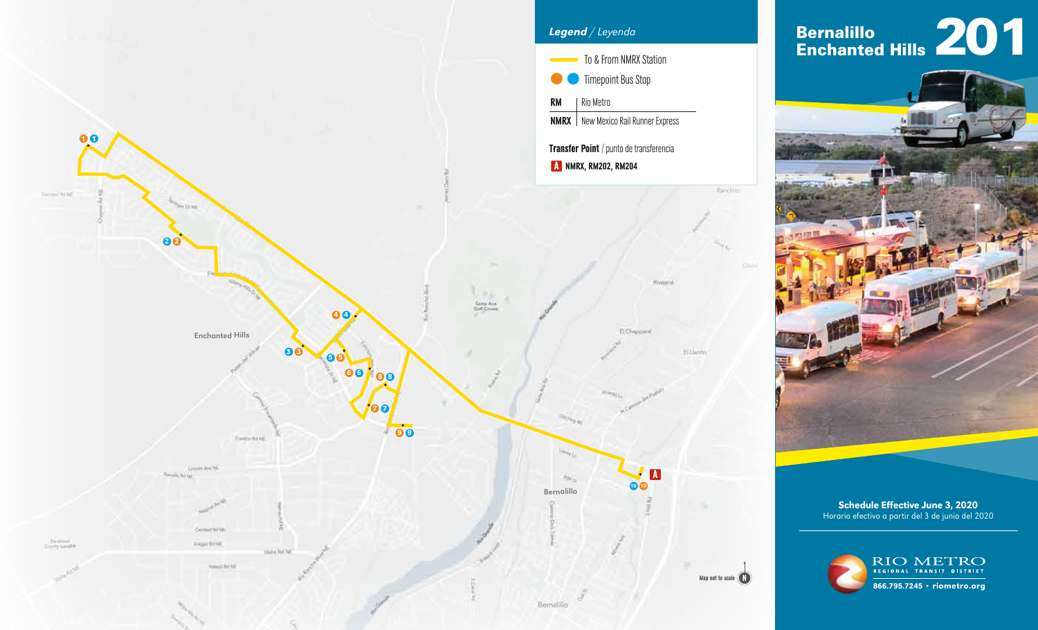# Bernalillo Enchanted Hills 201

## Legend / Leyenda

To & From NMRX Station

Timepoint Bus Stop

| | |
|---|---|
| **RM** | Rio Metro |
| **NMRX** | New Mexico Rail Runner Express |

**Transfer Point** / punto de transferencia

**A** **NMRX, RM202, RM204**

Map not to scale

**Schedule Effective June 3, 2020**

Horario efectivo a partir del 3 de junio del 2020

RIO METRO
REGIONAL TRANSIT DISTRICT

**866.795.7245 • riometro.org**